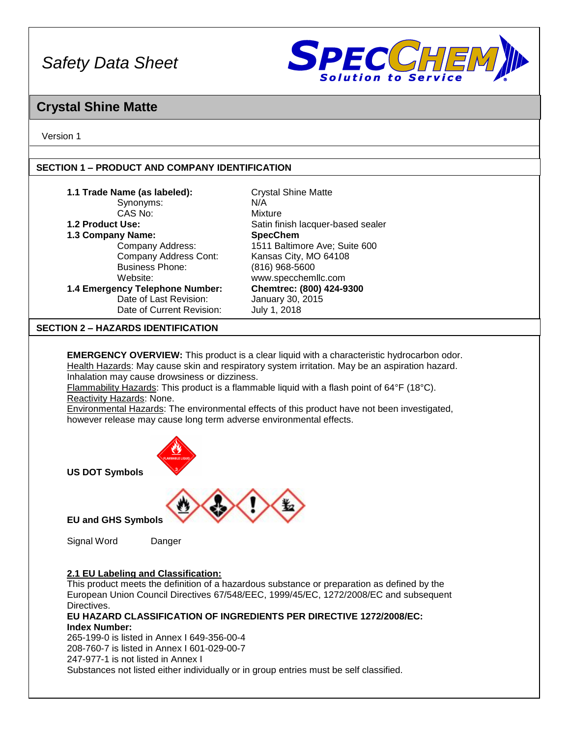# Safety Data Sheet

## Crystal Shine Matte

Version 1

## SECTION 1 – PRODUCT AND COMPANY IDENTIFICATION

| | |
|---|---|
| **1.1 Trade Name (as labeled):** | Crystal Shine Matte |
| Synonyms: | N/A |
| CAS No: | Mixture |
| **1.2 Product Use:** | Satin finish lacquer-based sealer |
| **1.3 Company Name:** | **SpecChem** |
| Company Address: | 1511 Baltimore Ave; Suite 600 |
| Company Address Cont: | Kansas City, MO 64108 |
| Business Phone: | (816) 968-5600 |
| Website: | www.specchemllc.com |
| **1.4 Emergency Telephone Number:** | **Chemtrec: (800) 424-9300** |
| Date of Last Revision: | January 30, 2015 |
| Date of Current Revision: | July 1, 2018 |

## SECTION 2 – HAZARDS IDENTIFICATION

**EMERGENCY OVERVIEW:** This product is a clear liquid with a characteristic hydrocarbon odor.
Health Hazards: May cause skin and respiratory system irritation. May be an aspiration hazard. Inhalation may cause drowsiness or dizziness.
Flammability Hazards: This product is a flammable liquid with a flash point of 64°F (18°C).
Reactivity Hazards: None.
Environmental Hazards: The environmental effects of this product have not been investigated, however release may cause long term adverse environmental effects.

**US DOT Symbols**

**EU and GHS Symbols**

Signal Word Danger

### 2.1 EU Labeling and Classification:

This product meets the definition of a hazardous substance or preparation as defined by the European Union Council Directives 67/548/EEC, 1999/45/EC, 1272/2008/EC and subsequent Directives.

**EU HAZARD CLASSIFICATION OF INGREDIENTS PER DIRECTIVE 1272/2008/EC:**
**Index Number:**
265-199-0 is listed in Annex I 649-356-00-4
208-760-7 is listed in Annex I 601-029-00-7
247-977-1 is not listed in Annex I
Substances not listed either individually or in group entries must be self classified.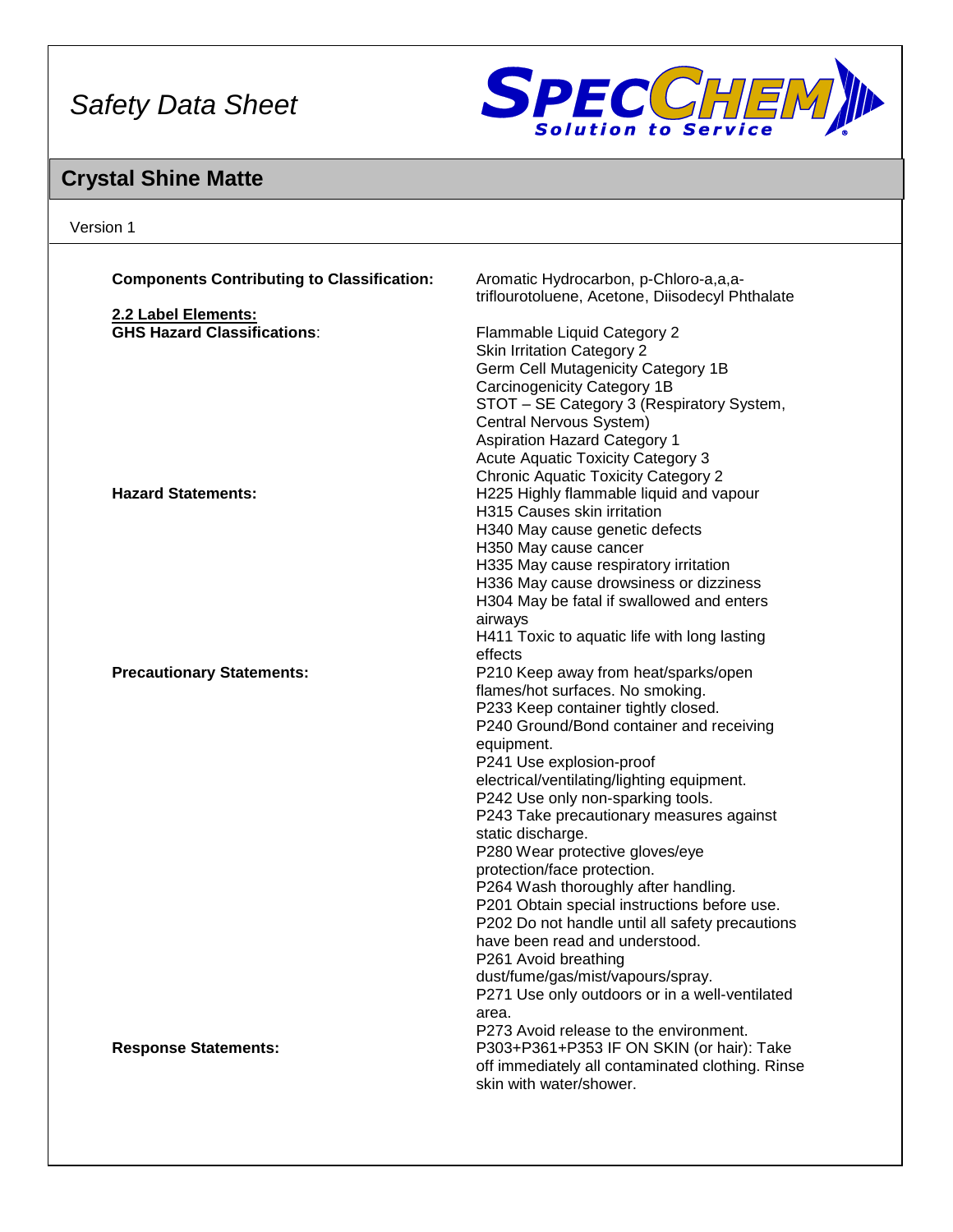# Safety Data Sheet

## Crystal Shine Matte

Version 1

**Components Contributing to Classification:** Aromatic Hydrocarbon, p-Chloro-a,a,a-triflourotoluene, Acetone, Diisodecyl Phthalate

**2.2 Label Elements:**

**GHS Hazard Classifications**:
Flammable Liquid Category 2
Skin Irritation Category 2
Germ Cell Mutagenicity Category 1B
Carcinogenicity Category 1B
STOT – SE Category 3 (Respiratory System, Central Nervous System)
Aspiration Hazard Category 1
Acute Aquatic Toxicity Category 3
Chronic Aquatic Toxicity Category 2

**Hazard Statements:**
H225 Highly flammable liquid and vapour
H315 Causes skin irritation
H340 May cause genetic defects
H350 May cause cancer
H335 May cause respiratory irritation
H336 May cause drowsiness or dizziness
H304 May be fatal if swallowed and enters airways
H411 Toxic to aquatic life with long lasting effects

**Precautionary Statements:**
P210 Keep away from heat/sparks/open flames/hot surfaces. No smoking.
P233 Keep container tightly closed.
P240 Ground/Bond container and receiving equipment.
P241 Use explosion-proof electrical/ventilating/lighting equipment.
P242 Use only non-sparking tools.
P243 Take precautionary measures against static discharge.
P280 Wear protective gloves/eye protection/face protection.
P264 Wash thoroughly after handling.
P201 Obtain special instructions before use.
P202 Do not handle until all safety precautions have been read and understood.
P261 Avoid breathing dust/fume/gas/mist/vapours/spray.
P271 Use only outdoors or in a well-ventilated area.
P273 Avoid release to the environment.

**Response Statements:**
P303+P361+P353 IF ON SKIN (or hair): Take off immediately all contaminated clothing. Rinse skin with water/shower.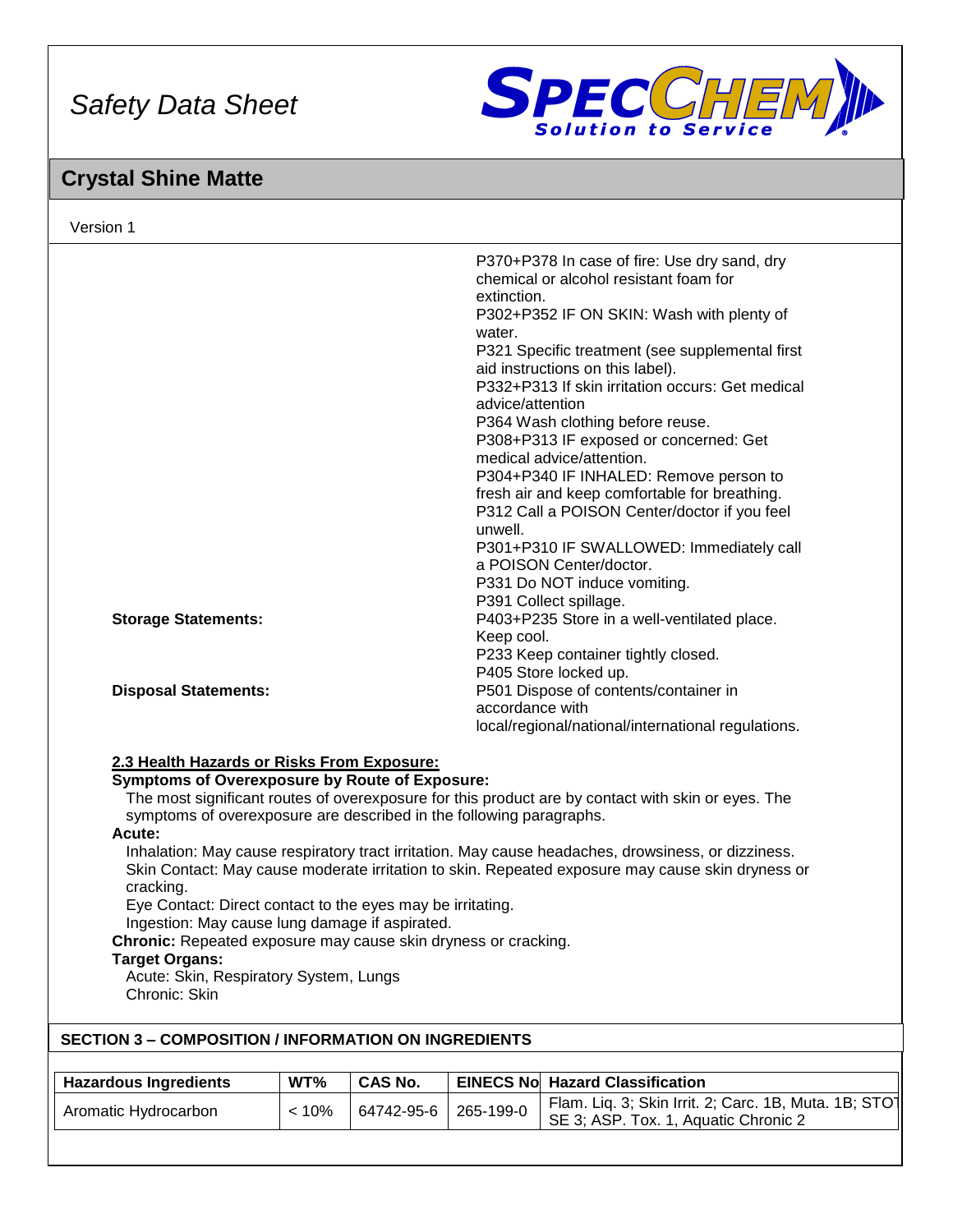P370+P378 In case of fire: Use dry sand, dry chemical or alcohol resistant foam for extinction.
P302+P352 IF ON SKIN: Wash with plenty of water.
P321 Specific treatment (see supplemental first aid instructions on this label).
P332+P313 If skin irritation occurs: Get medical advice/attention
P364 Wash clothing before reuse.
P308+P313 IF exposed or concerned: Get medical advice/attention.
P304+P340 IF INHALED: Remove person to fresh air and keep comfortable for breathing.
P312 Call a POISON Center/doctor if you feel unwell.
P301+P310 IF SWALLOWED: Immediately call a POISON Center/doctor.
P331 Do NOT induce vomiting.
P391 Collect spillage.

**Storage Statements:**
P403+P235 Store in a well-ventilated place. Keep cool.
P233 Keep container tightly closed.
P405 Store locked up.

**Disposal Statements:**
P501 Dispose of contents/container in accordance with local/regional/national/international regulations.

**2.3 Health Hazards or Risks From Exposure:**

**Symptoms of Overexposure by Route of Exposure:**
The most significant routes of overexposure for this product are by contact with skin or eyes. The symptoms of overexposure are described in the following paragraphs.

**Acute:**
Inhalation: May cause respiratory tract irritation. May cause headaches, drowsiness, or dizziness.
Skin Contact: May cause moderate irritation to skin. Repeated exposure may cause skin dryness or cracking.
Eye Contact: Direct contact to the eyes may be irritating.
Ingestion: May cause lung damage if aspirated.

**Chronic:** Repeated exposure may cause skin dryness or cracking.

**Target Organs:**
Acute: Skin, Respiratory System, Lungs
Chronic: Skin

## SECTION 3 – COMPOSITION / INFORMATION ON INGREDIENTS

| Hazardous Ingredients | WT% | CAS No. | EINECS No | Hazard Classification |
|---|---|---|---|---|
| Aromatic Hydrocarbon | < 10% | 64742-95-6 | 265-199-0 | Flam. Liq. 3; Skin Irrit. 2; Carc. 1B, Muta. 1B; STOT SE 3; ASP. Tox. 1, Aquatic Chronic 2 |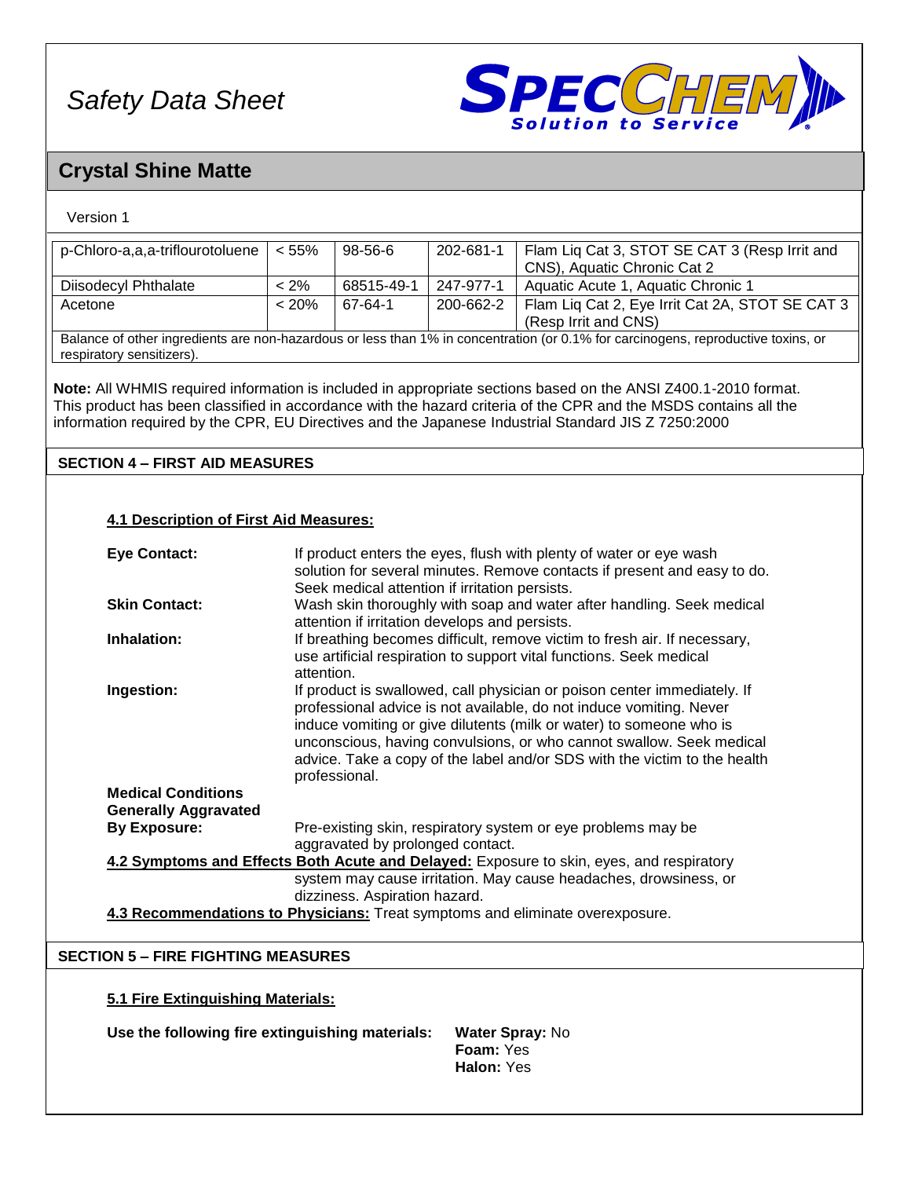Safety Data Sheet

# Crystal Shine Matte

Version 1

| p-Chloro-a,a,a-triflourotoluene | < 55% | 98-56-6 | 202-681-1 | Flam Liq Cat 3, STOT SE CAT 3 (Resp Irrit and CNS), Aquatic Chronic Cat 2 |
|---|---|---|---|---|
| Diisodecyl Phthalate | < 2% | 68515-49-1 | 247-977-1 | Aquatic Acute 1, Aquatic Chronic 1 |
| Acetone | < 20% | 67-64-1 | 200-662-2 | Flam Liq Cat 2, Eye Irrit Cat 2A, STOT SE CAT 3 (Resp Irrit and CNS) |
| Balance of other ingredients are non-hazardous or less than 1% in concentration (or 0.1% for carcinogens, reproductive toxins, or respiratory sensitizers). | | | | |

**Note:** All WHMIS required information is included in appropriate sections based on the ANSI Z400.1-2010 format. This product has been classified in accordance with the hazard criteria of the CPR and the MSDS contains all the information required by the CPR, EU Directives and the Japanese Industrial Standard JIS Z 7250:2000

## SECTION 4 – FIRST AID MEASURES

### 4.1 Description of First Aid Measures:

**Eye Contact:** If product enters the eyes, flush with plenty of water or eye wash solution for several minutes. Remove contacts if present and easy to do. Seek medical attention if irritation persists.

**Skin Contact:** Wash skin thoroughly with soap and water after handling. Seek medical attention if irritation develops and persists.

**Inhalation:** If breathing becomes difficult, remove victim to fresh air. If necessary, use artificial respiration to support vital functions. Seek medical attention.

**Ingestion:** If product is swallowed, call physician or poison center immediately. If professional advice is not available, do not induce vomiting. Never induce vomiting or give dilutents (milk or water) to someone who is unconscious, having convulsions, or who cannot swallow. Seek medical advice. Take a copy of the label and/or SDS with the victim to the health professional.

**Medical Conditions Generally Aggravated By Exposure:** Pre-existing skin, respiratory system or eye problems may be aggravated by prolonged contact.

**4.2 Symptoms and Effects Both Acute and Delayed:** Exposure to skin, eyes, and respiratory system may cause irritation. May cause headaches, drowsiness, or dizziness. Aspiration hazard.

**4.3 Recommendations to Physicians:** Treat symptoms and eliminate overexposure.

## SECTION 5 – FIRE FIGHTING MEASURES

### 5.1 Fire Extinguishing Materials:

**Use the following fire extinguishing materials:**

**Water Spray:** No
**Foam:** Yes
**Halon:** Yes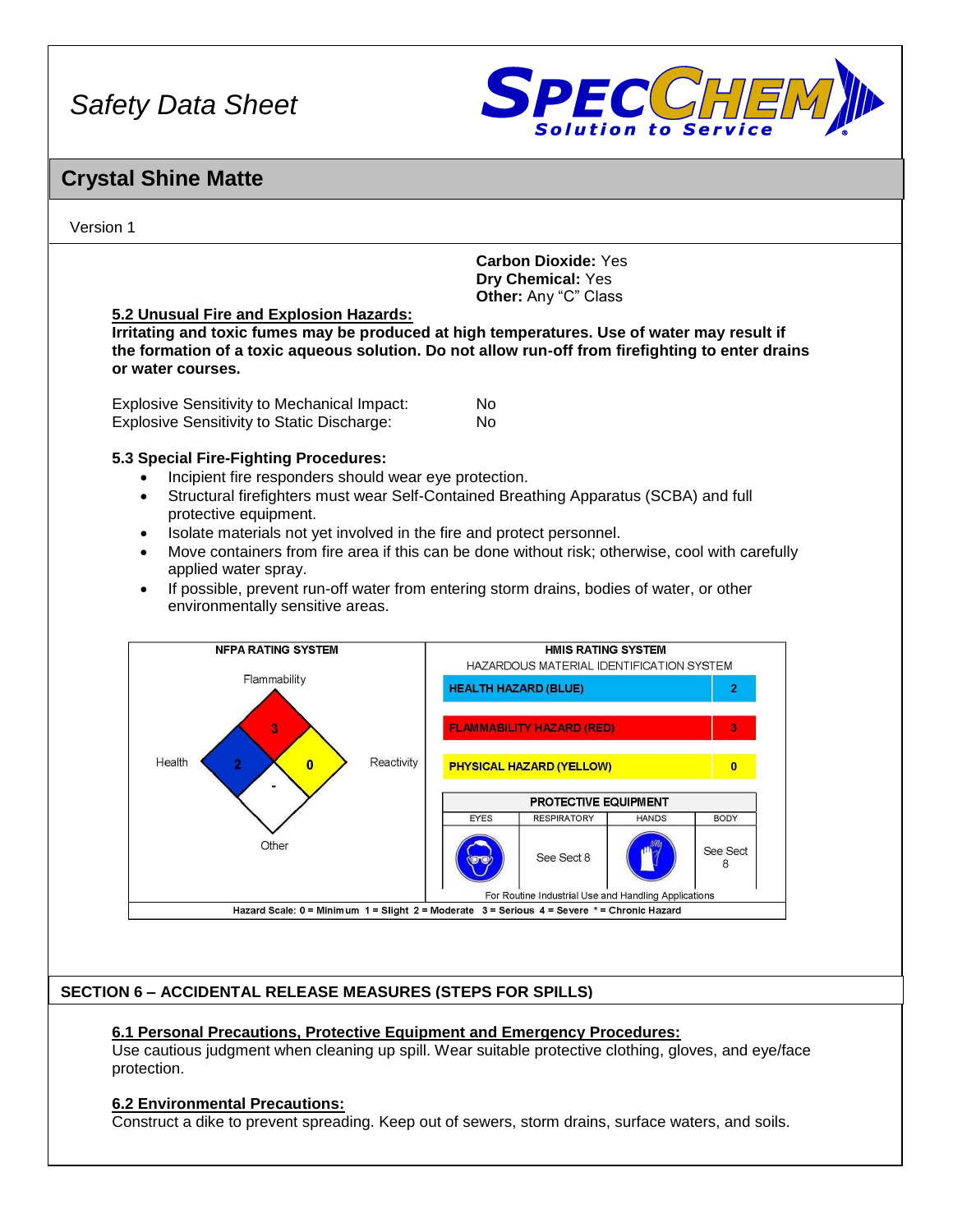**Carbon Dioxide:** Yes
**Dry Chemical:** Yes
**Other:** Any "C" Class

**5.2 Unusual Fire and Explosion Hazards:**
**Irritating and toxic fumes may be produced at high temperatures. Use of water may result if the formation of a toxic aqueous solution. Do not allow run-off from firefighting to enter drains or water courses.**

| | |
|---|---|
| Explosive Sensitivity to Mechanical Impact: | No |
| Explosive Sensitivity to Static Discharge: | No |

**5.3 Special Fire-Fighting Procedures:**

- Incipient fire responders should wear eye protection.
- Structural firefighters must wear Self-Contained Breathing Apparatus (SCBA) and full protective equipment.
- Isolate materials not yet involved in the fire and protect personnel.
- Move containers from fire area if this can be done without risk; otherwise, cool with carefully applied water spray.
- If possible, prevent run-off water from entering storm drains, bodies of water, or other environmentally sensitive areas.

**NFPA RATING SYSTEM**

| Category | Rating |
|---|---|
| Flammability | 3 |
| Health | 2 |
| Reactivity | 0 |
| Other | - |

**HMIS RATING SYSTEM**
HAZARDOUS MATERIAL IDENTIFICATION SYSTEM

| Hazard | Rating |
|---|---|
| HEALTH HAZARD (BLUE) | 2 |
| FLAMMABILITY HAZARD (RED) | 3 |
| PHYSICAL HAZARD (YELLOW) | 0 |

**PROTECTIVE EQUIPMENT**

| EYES | RESPIRATORY | HANDS | BODY |
|---|---|---|---|
| | See Sect 8 | | See Sect 8 |

For Routine Industrial Use and Handling Applications

Hazard Scale: 0 = Minimum 1 = Slight 2 = Moderate 3 = Serious 4 = Severe * = Chronic Hazard

## SECTION 6 – ACCIDENTAL RELEASE MEASURES (STEPS FOR SPILLS)

**6.1 Personal Precautions, Protective Equipment and Emergency Procedures:**
Use cautious judgment when cleaning up spill. Wear suitable protective clothing, gloves, and eye/face protection.

**6.2 Environmental Precautions:**
Construct a dike to prevent spreading. Keep out of sewers, storm drains, surface waters, and soils.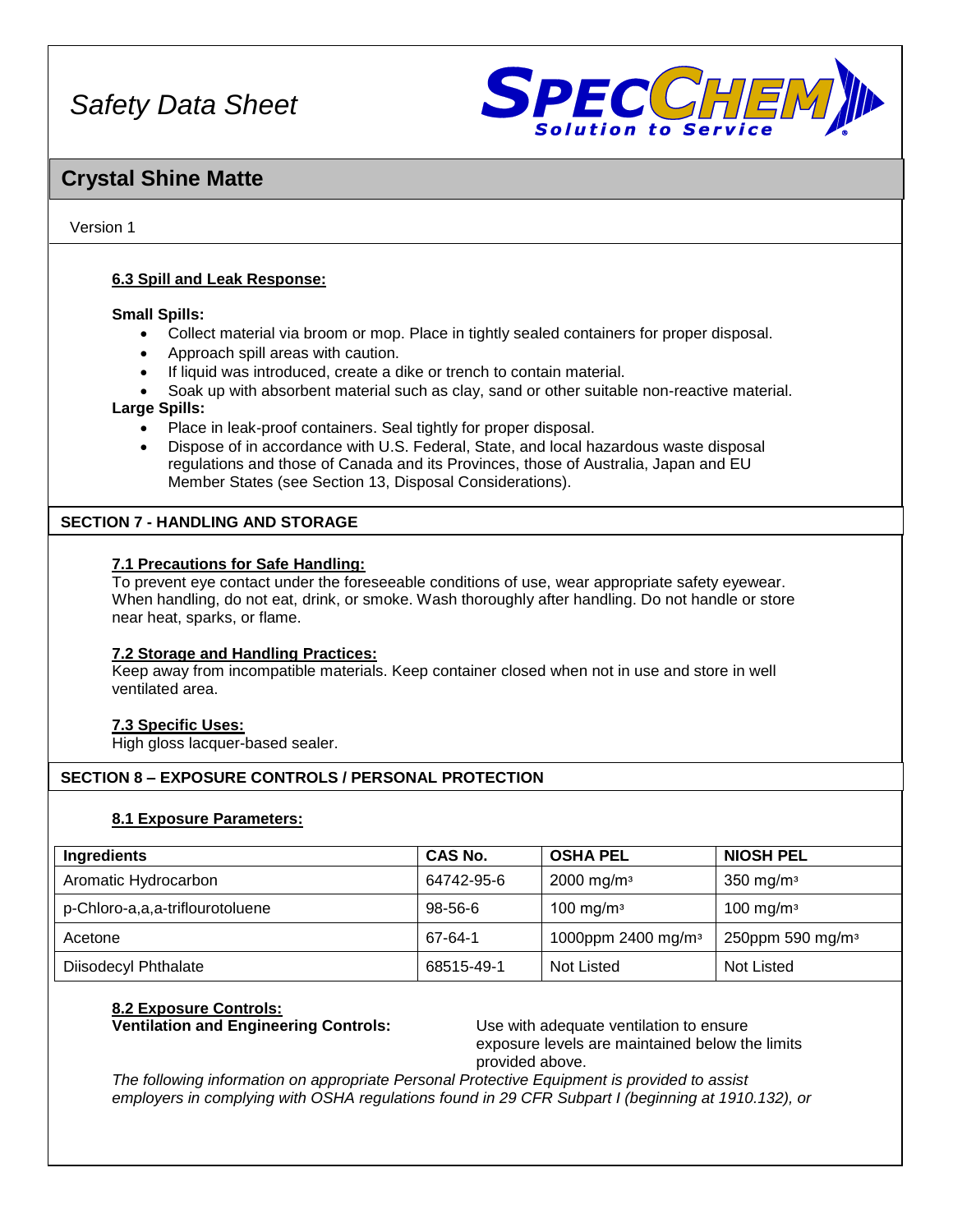### 6.3 Spill and Leak Response:

**Small Spills:**

- Collect material via broom or mop. Place in tightly sealed containers for proper disposal.
- Approach spill areas with caution.
- If liquid was introduced, create a dike or trench to contain material.
- Soak up with absorbent material such as clay, sand or other suitable non-reactive material.

**Large Spills:**

- Place in leak-proof containers. Seal tightly for proper disposal.
- Dispose of in accordance with U.S. Federal, State, and local hazardous waste disposal regulations and those of Canada and its Provinces, those of Australia, Japan and EU Member States (see Section 13, Disposal Considerations).

## SECTION 7 - HANDLING AND STORAGE

### 7.1 Precautions for Safe Handling:

To prevent eye contact under the foreseeable conditions of use, wear appropriate safety eyewear. When handling, do not eat, drink, or smoke. Wash thoroughly after handling. Do not handle or store near heat, sparks, or flame.

### 7.2 Storage and Handling Practices:

Keep away from incompatible materials. Keep container closed when not in use and store in well ventilated area.

### 7.3 Specific Uses:

High gloss lacquer-based sealer.

## SECTION 8 – EXPOSURE CONTROLS / PERSONAL PROTECTION

### 8.1 Exposure Parameters:

| Ingredients | CAS No. | OSHA PEL | NIOSH PEL |
|---|---|---|---|
| Aromatic Hydrocarbon | 64742-95-6 | 2000 mg/m³ | 350 mg/m³ |
| p-Chloro-a,a,a-triflourotoluene | 98-56-6 | 100 mg/m³ | 100 mg/m³ |
| Acetone | 67-64-1 | 1000ppm 2400 mg/m³ | 250ppm 590 mg/m³ |
| Diisodecyl Phthalate | 68515-49-1 | Not Listed | Not Listed |

### 8.2 Exposure Controls:

**Ventilation and Engineering Controls:** Use with adequate ventilation to ensure exposure levels are maintained below the limits provided above.

*The following information on appropriate Personal Protective Equipment is provided to assist employers in complying with OSHA regulations found in 29 CFR Subpart I (beginning at 1910.132), or*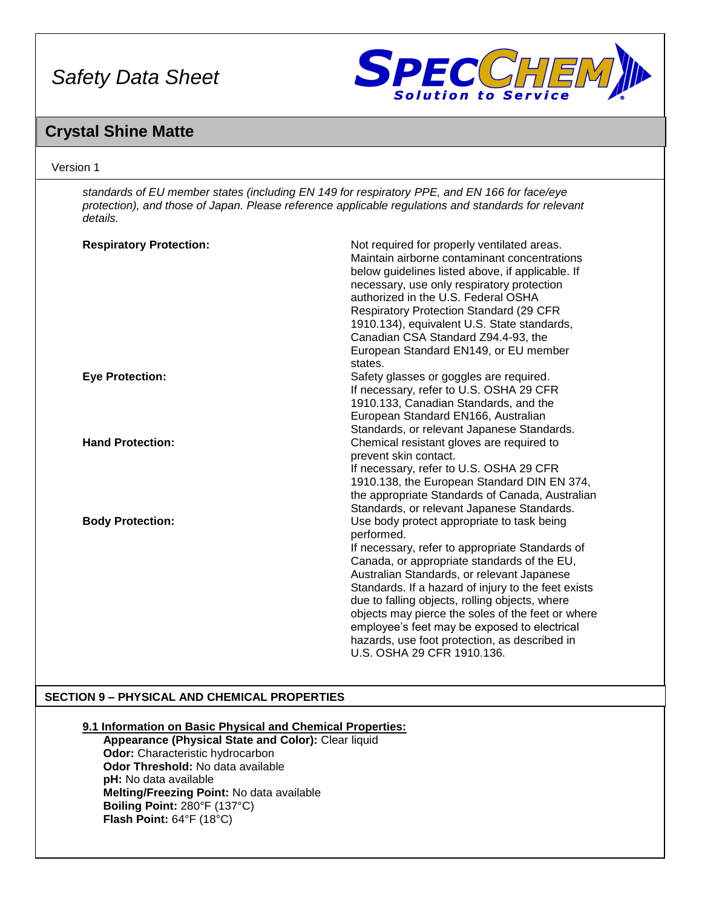*standards of EU member states (including EN 149 for respiratory PPE, and EN 166 for face/eye protection), and those of Japan. Please reference applicable regulations and standards for relevant details.*

**Respiratory Protection:** Not required for properly ventilated areas. Maintain airborne contaminant concentrations below guidelines listed above, if applicable. If necessary, use only respiratory protection authorized in the U.S. Federal OSHA Respiratory Protection Standard (29 CFR 1910.134), equivalent U.S. State standards, Canadian CSA Standard Z94.4-93, the European Standard EN149, or EU member states.

**Eye Protection:** Safety glasses or goggles are required. If necessary, refer to U.S. OSHA 29 CFR 1910.133, Canadian Standards, and the European Standard EN166, Australian Standards, or relevant Japanese Standards.

**Hand Protection:** Chemical resistant gloves are required to prevent skin contact. If necessary, refer to U.S. OSHA 29 CFR 1910.138, the European Standard DIN EN 374, the appropriate Standards of Canada, Australian Standards, or relevant Japanese Standards.

**Body Protection:** Use body protect appropriate to task being performed. If necessary, refer to appropriate Standards of Canada, or appropriate standards of the EU, Australian Standards, or relevant Japanese Standards. If a hazard of injury to the feet exists due to falling objects, rolling objects, where objects may pierce the soles of the feet or where employee's feet may be exposed to electrical hazards, use foot protection, as described in U.S. OSHA 29 CFR 1910.136.

## SECTION 9 – PHYSICAL AND CHEMICAL PROPERTIES

**9.1 Information on Basic Physical and Chemical Properties:**

**Appearance (Physical State and Color):** Clear liquid
**Odor:** Characteristic hydrocarbon
**Odor Threshold:** No data available
**pH:** No data available
**Melting/Freezing Point:** No data available
**Boiling Point:** 280°F (137°C)
**Flash Point:** 64°F (18°C)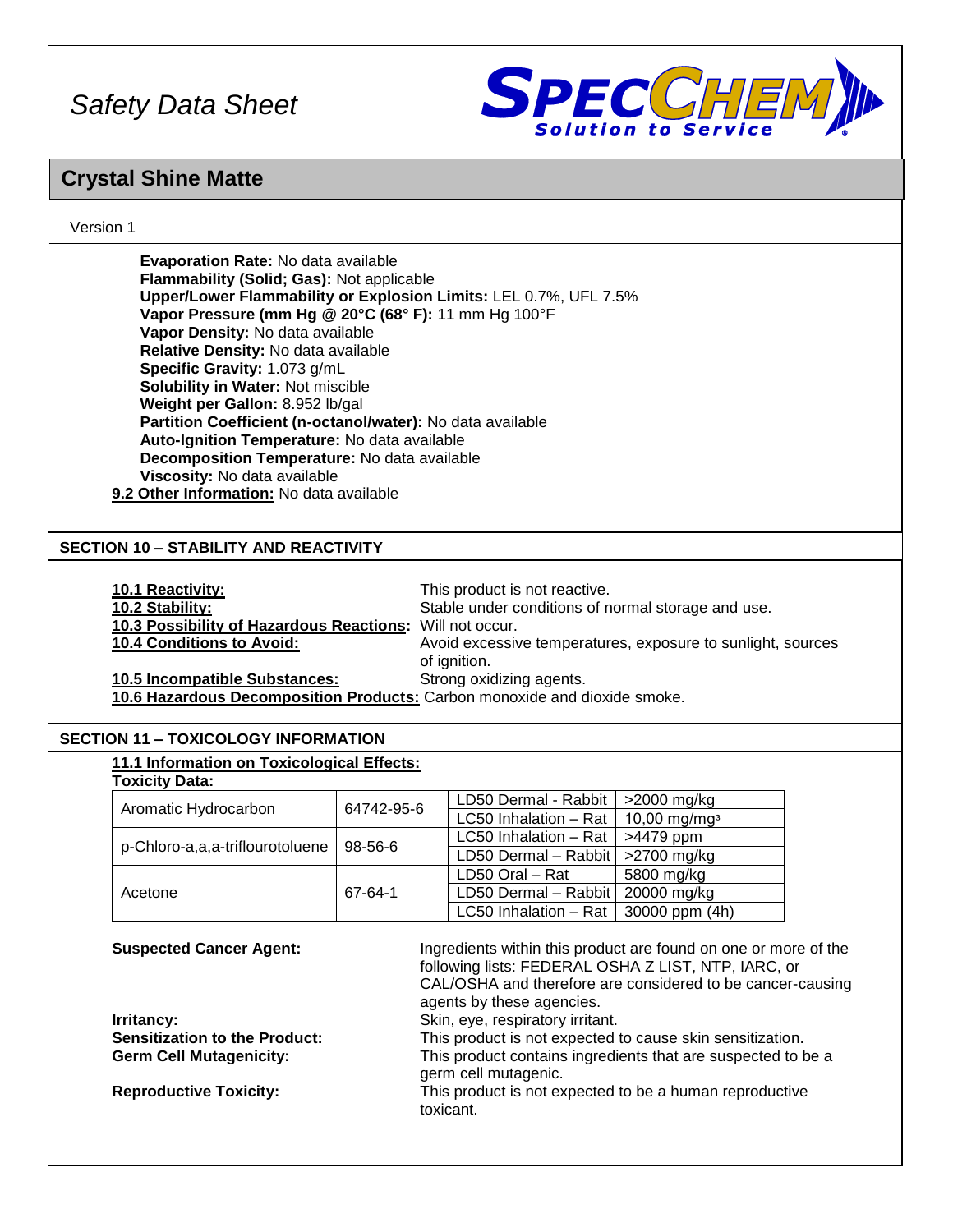**Evaporation Rate:** No data available
**Flammability (Solid; Gas):** Not applicable
**Upper/Lower Flammability or Explosion Limits:** LEL 0.7%, UFL 7.5%
**Vapor Pressure (mm Hg @ 20°C (68° F):** 11 mm Hg 100°F
**Vapor Density:** No data available
**Relative Density:** No data available
**Specific Gravity:** 1.073 g/mL
**Solubility in Water:** Not miscible
**Weight per Gallon:** 8.952 lb/gal
**Partition Coefficient (n-octanol/water):** No data available
**Auto-Ignition Temperature:** No data available
**Decomposition Temperature:** No data available
**Viscosity:** No data available

**9.2 Other Information:** No data available

## SECTION 10 – STABILITY AND REACTIVITY

**10.1 Reactivity:** This product is not reactive.
**10.2 Stability:** Stable under conditions of normal storage and use.
**10.3 Possibility of Hazardous Reactions:** Will not occur.
**10.4 Conditions to Avoid:** Avoid excessive temperatures, exposure to sunlight, sources of ignition.
**10.5 Incompatible Substances:** Strong oxidizing agents.
**10.6 Hazardous Decomposition Products:** Carbon monoxide and dioxide smoke.

## SECTION 11 – TOXICOLOGY INFORMATION

**11.1 Information on Toxicological Effects:**

**Toxicity Data:**

| Substance | CAS | Test | Value |
|---|---|---|---|
| Aromatic Hydrocarbon | 64742-95-6 | LD50 Dermal - Rabbit | >2000 mg/kg |
| | | LC50 Inhalation – Rat | 10,00 mg/mg³ |
| p-Chloro-a,a,a-triflourotoluene | 98-56-6 | LC50 Inhalation – Rat | >4479 ppm |
| | | LD50 Dermal – Rabbit | >2700 mg/kg |
| Acetone | 67-64-1 | LD50 Oral – Rat | 5800 mg/kg |
| | | LD50 Dermal – Rabbit | 20000 mg/kg |
| | | LC50 Inhalation – Rat | 30000 ppm (4h) |

**Suspected Cancer Agent:** Ingredients within this product are found on one or more of the following lists: FEDERAL OSHA Z LIST, NTP, IARC, or CAL/OSHA and therefore are considered to be cancer-causing agents by these agencies.
**Irritancy:** Skin, eye, respiratory irritant.
**Sensitization to the Product:** This product is not expected to cause skin sensitization.
**Germ Cell Mutagenicity:** This product contains ingredients that are suspected to be a germ cell mutagenic.
**Reproductive Toxicity:** This product is not expected to be a human reproductive toxicant.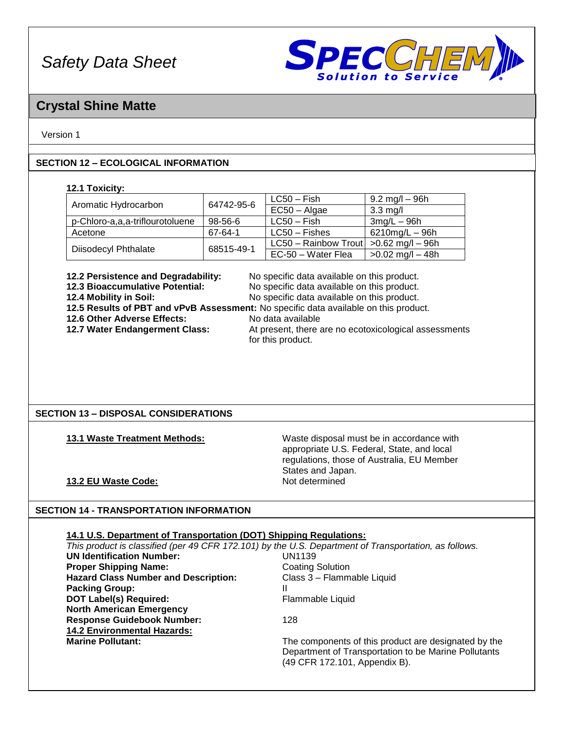Safety Data Sheet

## Crystal Shine Matte

Version 1

## SECTION 12 – ECOLOGICAL INFORMATION

**12.1 Toxicity:**

| | | | |
|---|---|---|---|
| Aromatic Hydrocarbon | 64742-95-6 | LC50 – Fish | 9.2 mg/l – 96h |
| | | EC50 – Algae | 3.3 mg/l |
| p-Chloro-a,a,a-triflourotoluene | 98-56-6 | LC50 – Fish | 3mg/L – 96h |
| Acetone | 67-64-1 | LC50 – Fishes | 6210mg/L – 96h |
| Diisodecyl Phthalate | 68515-49-1 | LC50 – Rainbow Trout | >0.62 mg/l – 96h |
| | | EC-50 – Water Flea | >0.02 mg/l – 48h |

**12.2 Persistence and Degradability:** No specific data available on this product.
**12.3 Bioaccumulative Potential:** No specific data available on this product.
**12.4 Mobility in Soil:** No specific data available on this product.
**12.5 Results of PBT and vPvB Assessment:** No specific data available on this product.
**12.6 Other Adverse Effects:** No data available
**12.7 Water Endangerment Class:** At present, there are no ecotoxicological assessments for this product.

## SECTION 13 – DISPOSAL CONSIDERATIONS

**13.1 Waste Treatment Methods:** Waste disposal must be in accordance with appropriate U.S. Federal, State, and local regulations, those of Australia, EU Member States and Japan.

**13.2 EU Waste Code:** Not determined

## SECTION 14 - TRANSPORTATION INFORMATION

**14.1 U.S. Department of Transportation (DOT) Shipping Regulations:**

*This product is classified (per 49 CFR 172.101) by the U.S. Department of Transportation, as follows.*

**UN Identification Number:** UN1139
**Proper Shipping Name:** Coating Solution
**Hazard Class Number and Description:** Class 3 – Flammable Liquid
**Packing Group:** II
**DOT Label(s) Required:** Flammable Liquid
**North American Emergency Response Guidebook Number:** 128

**14.2 Environmental Hazards:**

**Marine Pollutant:** The components of this product are designated by the Department of Transportation to be Marine Pollutants (49 CFR 172.101, Appendix B).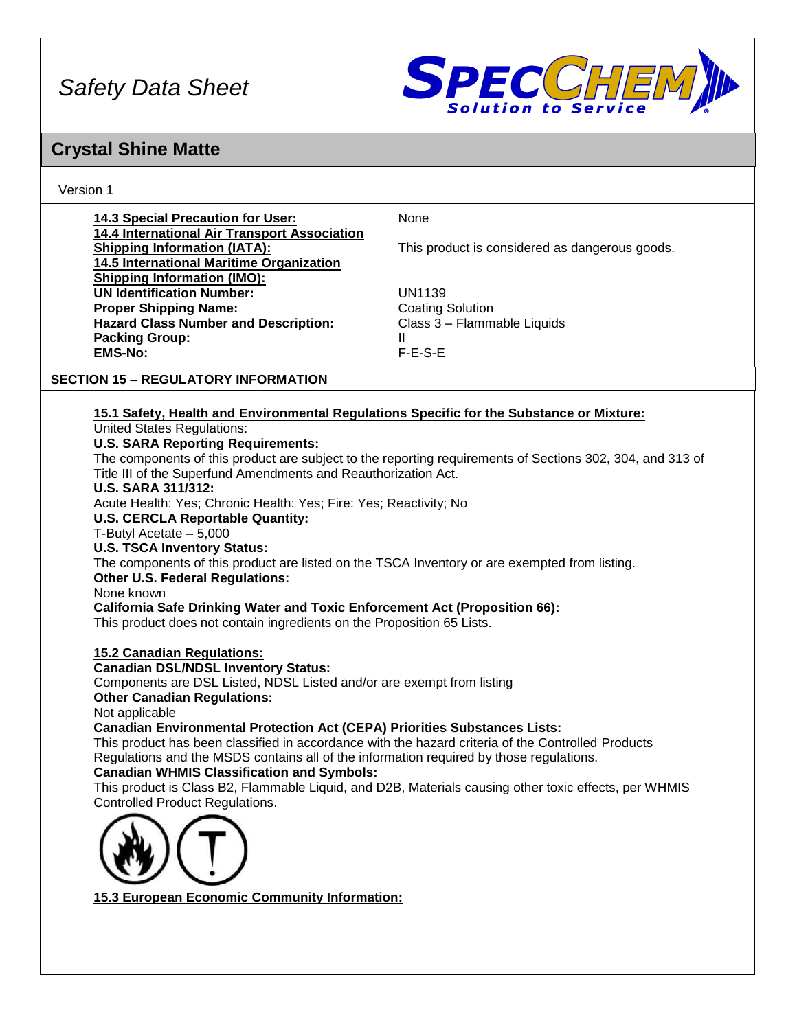**14.3 Special Precaution for User:** None

**14.4 International Air Transport Association Shipping Information (IATA):** This product is considered as dangerous goods.

**14.5 International Maritime Organization Shipping Information (IMO):**

| | |
|---|---|
| **UN Identification Number:** | UN1139 |
| **Proper Shipping Name:** | Coating Solution |
| **Hazard Class Number and Description:** | Class 3 – Flammable Liquids |
| **Packing Group:** | II |
| **EMS-No:** | F-E-S-E |

## SECTION 15 – REGULATORY INFORMATION

**15.1 Safety, Health and Environmental Regulations Specific for the Substance or Mixture:**

United States Regulations:

**U.S. SARA Reporting Requirements:**
The components of this product are subject to the reporting requirements of Sections 302, 304, and 313 of Title III of the Superfund Amendments and Reauthorization Act.

**U.S. SARA 311/312:**
Acute Health: Yes; Chronic Health: Yes; Fire: Yes; Reactivity; No

**U.S. CERCLA Reportable Quantity:**
T-Butyl Acetate – 5,000

**U.S. TSCA Inventory Status:**
The components of this product are listed on the TSCA Inventory or are exempted from listing.

**Other U.S. Federal Regulations:**
None known

**California Safe Drinking Water and Toxic Enforcement Act (Proposition 66):**
This product does not contain ingredients on the Proposition 65 Lists.

**15.2 Canadian Regulations:**

**Canadian DSL/NDSL Inventory Status:**
Components are DSL Listed, NDSL Listed and/or are exempt from listing

**Other Canadian Regulations:**
Not applicable

**Canadian Environmental Protection Act (CEPA) Priorities Substances Lists:**
This product has been classified in accordance with the hazard criteria of the Controlled Products Regulations and the MSDS contains all of the information required by those regulations.

**Canadian WHMIS Classification and Symbols:**
This product is Class B2, Flammable Liquid, and D2B, Materials causing other toxic effects, per WHMIS Controlled Product Regulations.

**15.3 European Economic Community Information:**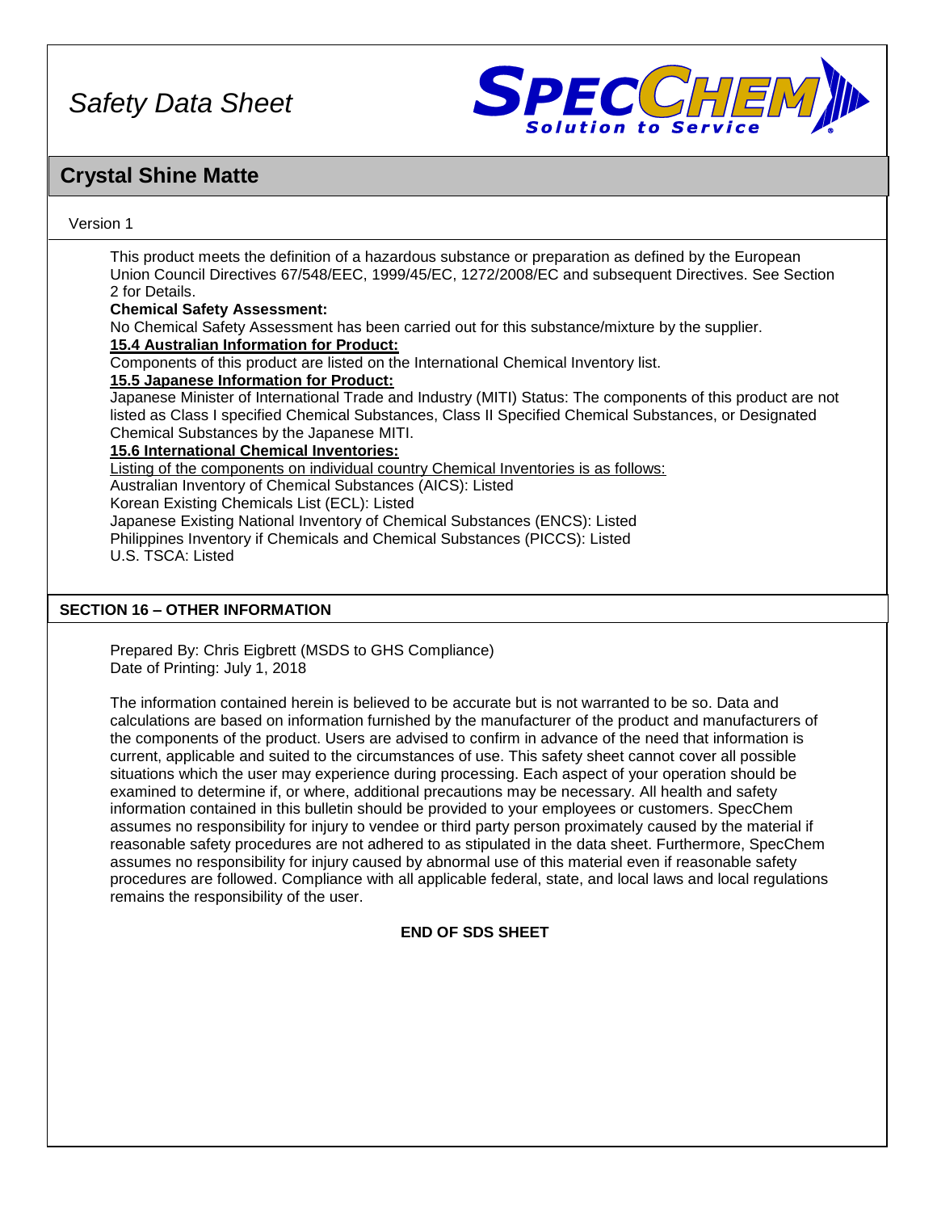Version 1

This product meets the definition of a hazardous substance or preparation as defined by the European Union Council Directives 67/548/EEC, 1999/45/EC, 1272/2008/EC and subsequent Directives. See Section 2 for Details.

**Chemical Safety Assessment:**

No Chemical Safety Assessment has been carried out for this substance/mixture by the supplier.

**15.4 Australian Information for Product:**

Components of this product are listed on the International Chemical Inventory list.

**15.5 Japanese Information for Product:**

Japanese Minister of International Trade and Industry (MITI) Status: The components of this product are not listed as Class I specified Chemical Substances, Class II Specified Chemical Substances, or Designated Chemical Substances by the Japanese MITI.

**15.6 International Chemical Inventories:**

Listing of the components on individual country Chemical Inventories is as follows:

Australian Inventory of Chemical Substances (AICS): Listed
Korean Existing Chemicals List (ECL): Listed
Japanese Existing National Inventory of Chemical Substances (ENCS): Listed
Philippines Inventory if Chemicals and Chemical Substances (PICCS): Listed
U.S. TSCA: Listed

## SECTION 16 – OTHER INFORMATION

Prepared By: Chris Eigbrett (MSDS to GHS Compliance)
Date of Printing: July 1, 2018

The information contained herein is believed to be accurate but is not warranted to be so. Data and calculations are based on information furnished by the manufacturer of the product and manufacturers of the components of the product. Users are advised to confirm in advance of the need that information is current, applicable and suited to the circumstances of use. This safety sheet cannot cover all possible situations which the user may experience during processing. Each aspect of your operation should be examined to determine if, or where, additional precautions may be necessary. All health and safety information contained in this bulletin should be provided to your employees or customers. SpecChem assumes no responsibility for injury to vendee or third party person proximately caused by the material if reasonable safety procedures are not adhered to as stipulated in the data sheet. Furthermore, SpecChem assumes no responsibility for injury caused by abnormal use of this material even if reasonable safety procedures are followed. Compliance with all applicable federal, state, and local laws and local regulations remains the responsibility of the user.

**END OF SDS SHEET**